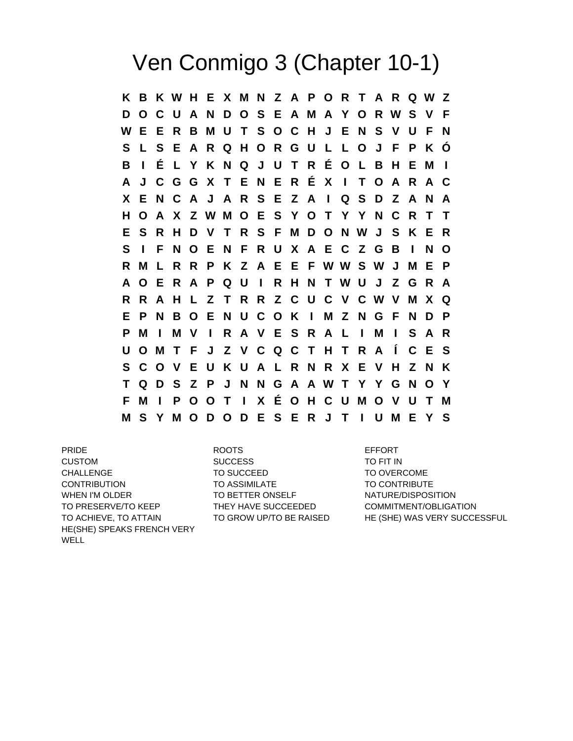# Ven Conmigo 3 (Chapter 10-1)

```
K B K W H E X M N Z A P O R T A R Q W Z
D O C U A N D O S E A M A Y O R W S V F
W E E R B M U T S O C H J E N S V U F N
S L S E A R Q H O R G U L L O J F P K Ó
B I É L Y K N Q J U T R É O L B H E M I
A J C G G X T E N E R É X I T O A R A C
X E N C A J A R S E Z A I Q S D Z A N A
H O A X Z W M O E S Y O T Y Y N C R T T
E S R H D V T R S F M D O N W J S K E R
S I F N O E N F R U X A E C Z G B I N O
R M L R R P K Z A E E F W W S W J M E P
A O E R A P Q U I R H N T W U J Z G R A
R R A H L Z T R R Z C U C V C W V M X Q
E P N B O E N U C O K I M Z N G F N D P
P M I M V I R A V E S R A L I M I S A R
U O M T F J Z V C Q C T H T R A Í C E S
S C O V E U K U A L R N R X E V H Z N K
T Q D S Z P J N N G A A W T Y Y G N O Y
F M I P O O T I X É O H C U M O V U T M
M S Y M O D O D E S E R J T I U M E Y S
```

| | | |
|---|---|---|
| PRIDE | ROOTS | EFFORT |
| CUSTOM | SUCCESS | TO FIT IN |
| CHALLENGE | TO SUCCEED | TO OVERCOME |
| CONTRIBUTION | TO ASSIMILATE | TO CONTRIBUTE |
| WHEN I'M OLDER | TO BETTER ONSELF | NATURE/DISPOSITION |
| TO PRESERVE/TO KEEP | THEY HAVE SUCCEEDED | COMMITMENT/OBLIGATION |
| TO ACHIEVE, TO ATTAIN | TO GROW UP/TO BE RAISED | HE (SHE) WAS VERY SUCCESSFUL |
| HE(SHE) SPEAKS FRENCH VERY WELL | | |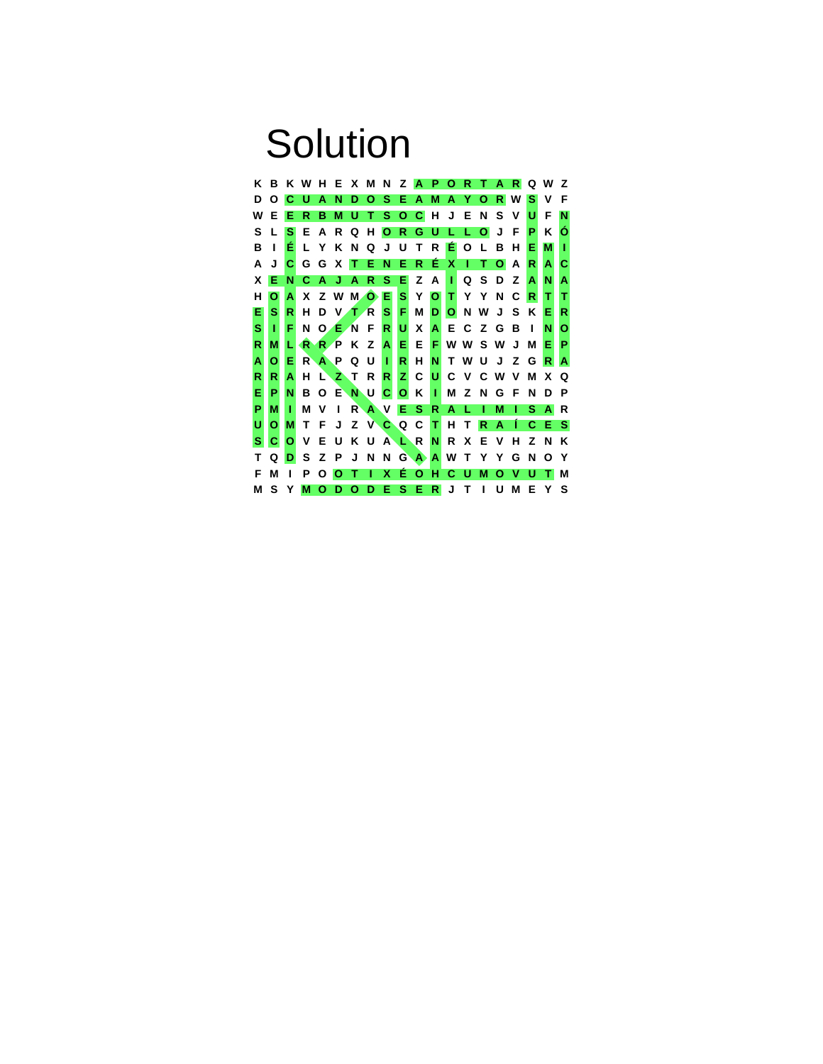# Solution

```
K B K W H E X M N Z A P O R T A R Q W Z
D O C U A N D O S E A M A Y O R W S V F
W E E R B M U T S O C H J E N S V U F N
S L S E A R Q H O R G U L L O J F P K Ó
B I É L Y K N Q J U T R É O L B H E M I
A J C G G X T E N E R É X I T O A R A C
X E N C A J A R S E Z A I Q S D Z A N A
H O A X Z W M O E S Y O T Y Y N C R T T
E S R H D V T R S F M D O N W J S K E R
S I F N O E N F R U X A E C Z G B I N O
R M L R R P K Z A E E F W W S W J M E P
A O E R A P Q U I R H N T W U J Z G R A
R R A H L Z T R R Z C U C V C W V M X Q
E P N B O E N U C O K I M Z N G F N D P
P M I M V I R A V E S R A L I M I S A R
U O M T F J Z V C Q C T H T R A Í C E S
S C O V E U K U A L R N R X E V H Z N K
T Q D S Z P J N N G A A W T Y Y G N O Y
F M I P O O T I X É O H C U M O V U T M
M S Y M O D O D E S E R J T I U M E Y S
```